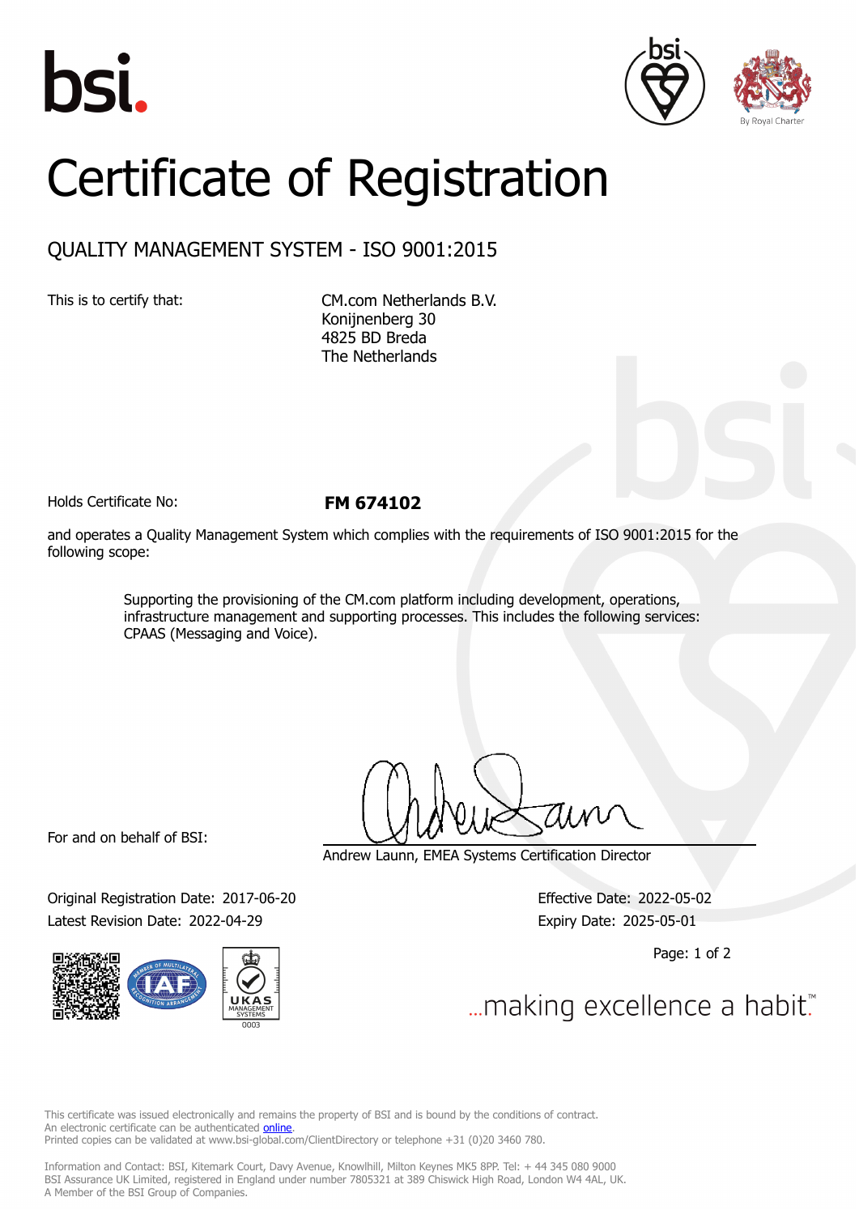bsi.

By Royal Charter

# Certificate of Registration

## QUALITY MANAGEMENT SYSTEM - ISO 9001:2015

This is to certify that:

CM.com Netherlands B.V.
Konijnenberg 30
4825 BD Breda
The Netherlands

Holds Certificate No: **FM 674102**

and operates a Quality Management System which complies with the requirements of ISO 9001:2015 for the following scope:

> Supporting the provisioning of the CM.com platform including development, operations, infrastructure management and supporting processes. This includes the following services: CPAAS (Messaging and Voice).

For and on behalf of BSI:

Andrew Launn, EMEA Systems Certification Director

Original Registration Date: 2017-06-20

Latest Revision Date: 2022-04-29

Effective Date: 2022-05-02

Expiry Date: 2025-05-01

...making excellence a habit.™

This certificate was issued electronically and remains the property of BSI and is bound by the conditions of contract.
An electronic certificate can be authenticated online.
Printed copies can be validated at www.bsi-global.com/ClientDirectory or telephone +31 (0)20 3460 780.

Information and Contact: BSI, Kitemark Court, Davy Avenue, Knowlhill, Milton Keynes MK5 8PP. Tel: + 44 345 080 9000
BSI Assurance UK Limited, registered in England under number 7805321 at 389 Chiswick High Road, London W4 4AL, UK.
A Member of the BSI Group of Companies.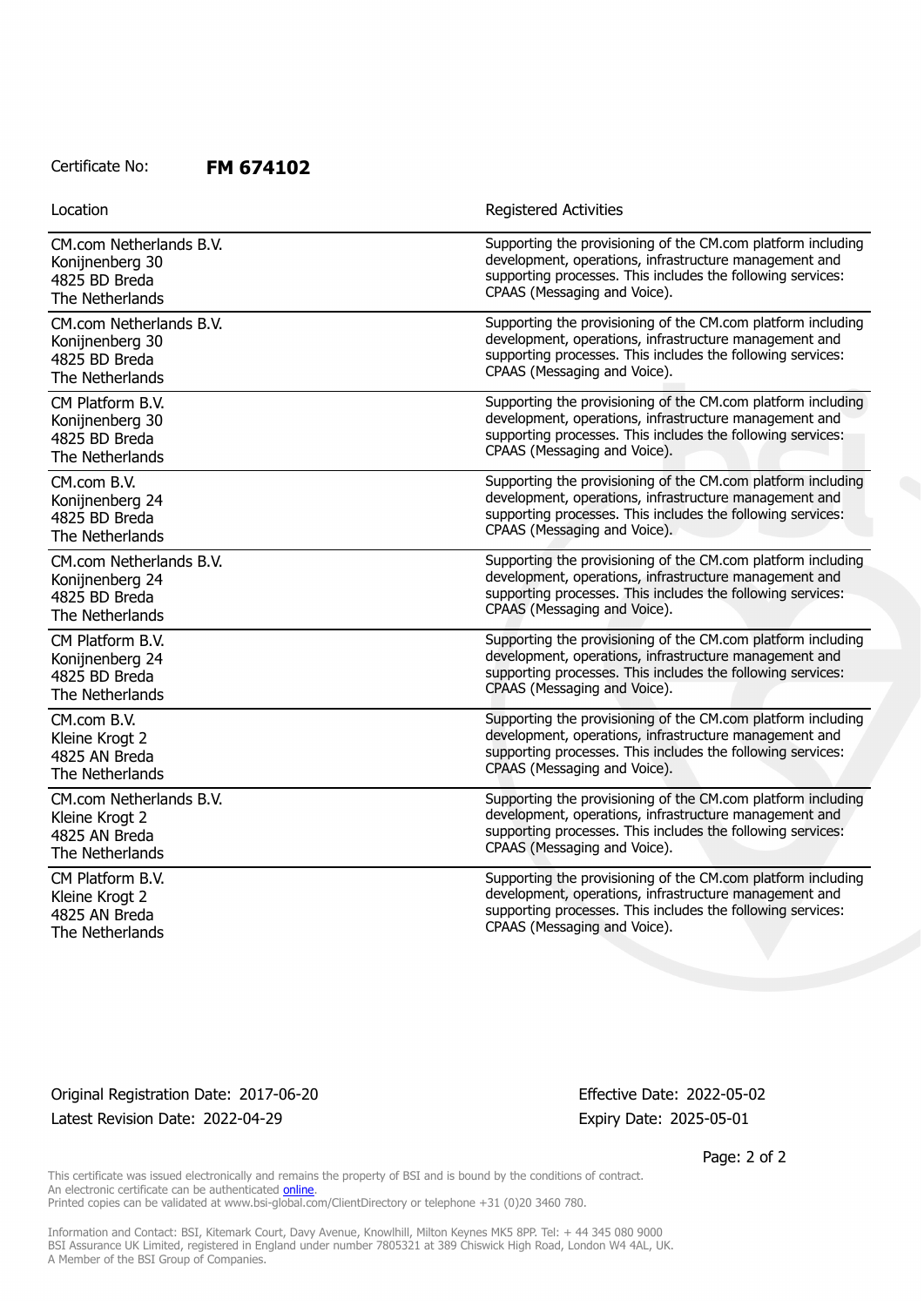Certificate No: **FM 674102**

| Location | Registered Activities |
| --- | --- |
| CM.com Netherlands B.V.<br>Konijnenberg 30<br>4825 BD Breda<br>The Netherlands | Supporting the provisioning of the CM.com platform including development, operations, infrastructure management and supporting processes. This includes the following services: CPAAS (Messaging and Voice). |
| CM.com Netherlands B.V.<br>Konijnenberg 30<br>4825 BD Breda<br>The Netherlands | Supporting the provisioning of the CM.com platform including development, operations, infrastructure management and supporting processes. This includes the following services: CPAAS (Messaging and Voice). |
| CM Platform B.V.<br>Konijnenberg 30<br>4825 BD Breda<br>The Netherlands | Supporting the provisioning of the CM.com platform including development, operations, infrastructure management and supporting processes. This includes the following services: CPAAS (Messaging and Voice). |
| CM.com B.V.<br>Konijnenberg 24<br>4825 BD Breda<br>The Netherlands | Supporting the provisioning of the CM.com platform including development, operations, infrastructure management and supporting processes. This includes the following services: CPAAS (Messaging and Voice). |
| CM.com Netherlands B.V.<br>Konijnenberg 24<br>4825 BD Breda<br>The Netherlands | Supporting the provisioning of the CM.com platform including development, operations, infrastructure management and supporting processes. This includes the following services: CPAAS (Messaging and Voice). |
| CM Platform B.V.<br>Konijnenberg 24<br>4825 BD Breda<br>The Netherlands | Supporting the provisioning of the CM.com platform including development, operations, infrastructure management and supporting processes. This includes the following services: CPAAS (Messaging and Voice). |
| CM.com B.V.<br>Kleine Krogt 2<br>4825 AN Breda<br>The Netherlands | Supporting the provisioning of the CM.com platform including development, operations, infrastructure management and supporting processes. This includes the following services: CPAAS (Messaging and Voice). |
| CM.com Netherlands B.V.<br>Kleine Krogt 2<br>4825 AN Breda<br>The Netherlands | Supporting the provisioning of the CM.com platform including development, operations, infrastructure management and supporting processes. This includes the following services: CPAAS (Messaging and Voice). |
| CM Platform B.V.<br>Kleine Krogt 2<br>4825 AN Breda<br>The Netherlands | Supporting the provisioning of the CM.com platform including development, operations, infrastructure management and supporting processes. This includes the following services: CPAAS (Messaging and Voice). |

Original Registration Date: 2017-06-20
Latest Revision Date: 2022-04-29

Effective Date: 2022-05-02
Expiry Date: 2025-05-01

This certificate was issued electronically and remains the property of BSI and is bound by the conditions of contract.
An electronic certificate can be authenticated online.
Printed copies can be validated at www.bsi-global.com/ClientDirectory or telephone +31 (0)20 3460 780.

Information and Contact: BSI, Kitemark Court, Davy Avenue, Knowlhill, Milton Keynes MK5 8PP. Tel: + 44 345 080 9000
BSI Assurance UK Limited, registered in England under number 7805321 at 389 Chiswick High Road, London W4 4AL, UK.
A Member of the BSI Group of Companies.